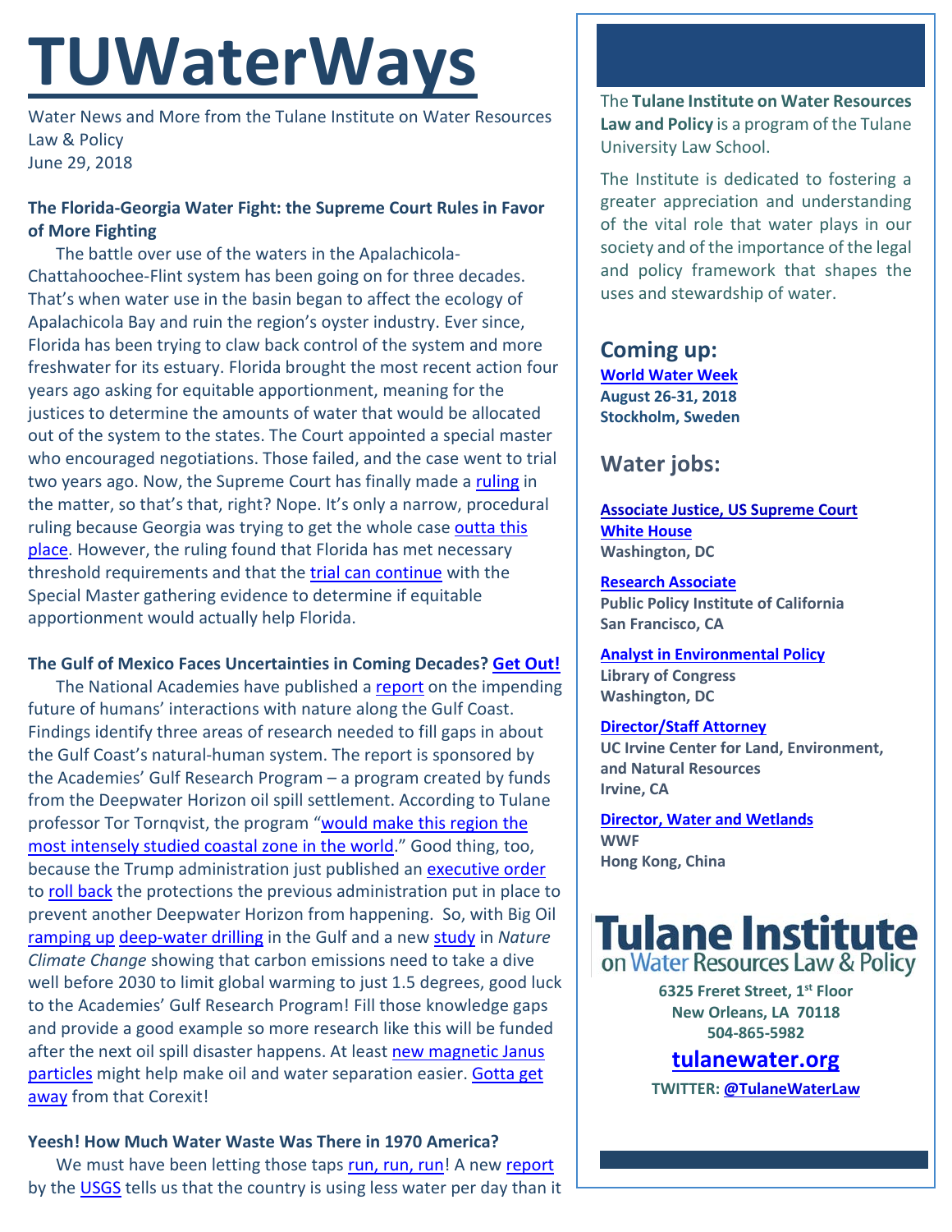# TUWaterWays

Water News and More from the Tulane Institute on Water Resources Law & Policy
June 29, 2018

**The Florida-Georgia Water Fight: the Supreme Court Rules in Favor of More Fighting**

The battle over use of the waters in the Apalachicola-Chattahoochee-Flint system has been going on for three decades. That's when water use in the basin began to affect the ecology of Apalachicola Bay and ruin the region's oyster industry. Ever since, Florida has been trying to claw back control of the system and more freshwater for its estuary. Florida brought the most recent action four years ago asking for equitable apportionment, meaning for the justices to determine the amounts of water that would be allocated out of the system to the states. The Court appointed a special master who encouraged negotiations. Those failed, and the case went to trial two years ago. Now, the Supreme Court has finally made a ruling in the matter, so that's that, right? Nope. It's only a narrow, procedural ruling because Georgia was trying to get the whole case outta this place. However, the ruling found that Florida has met necessary threshold requirements and that the trial can continue with the Special Master gathering evidence to determine if equitable apportionment would actually help Florida.

**The Gulf of Mexico Faces Uncertainties in Coming Decades? Get Out!**

The National Academies have published a report on the impending future of humans' interactions with nature along the Gulf Coast. Findings identify three areas of research needed to fill gaps in about the Gulf Coast's natural-human system. The report is sponsored by the Academies' Gulf Research Program – a program created by funds from the Deepwater Horizon oil spill settlement. According to Tulane professor Tor Tornqvist, the program "would make this region the most intensely studied coastal zone in the world." Good thing, too, because the Trump administration just published an executive order to roll back the protections the previous administration put in place to prevent another Deepwater Horizon from happening. So, with Big Oil ramping up deep-water drilling in the Gulf and a new study in *Nature Climate Change* showing that carbon emissions need to take a dive well before 2030 to limit global warming to just 1.5 degrees, good luck to the Academies' Gulf Research Program! Fill those knowledge gaps and provide a good example so more research like this will be funded after the next oil spill disaster happens. At least new magnetic Janus particles might help make oil and water separation easier. Gotta get away from that Corexit!

**Yeesh! How Much Water Waste Was There in 1970 America?**

We must have been letting those taps run, run, run! A new report by the USGS tells us that the country is using less water per day than it

---

The **Tulane Institute on Water Resources Law and Policy** is a program of the Tulane University Law School.

The Institute is dedicated to fostering a greater appreciation and understanding of the vital role that water plays in our society and of the importance of the legal and policy framework that shapes the uses and stewardship of water.

## Coming up:

**World Water Week**
**August 26-31, 2018**
**Stockholm, Sweden**

## Water jobs:

**Associate Justice, US Supreme Court**
**White House**
**Washington, DC**

**Research Associate**
**Public Policy Institute of California**
**San Francisco, CA**

**Analyst in Environmental Policy**
**Library of Congress**
**Washington, DC**

**Director/Staff Attorney**
**UC Irvine Center for Land, Environment, and Natural Resources**
**Irvine, CA**

**Director, Water and Wetlands**
**WWF**
**Hong Kong, China**

**Tulane Institute on Water Resources Law & Policy**

**6325 Freret Street, 1st Floor**
**New Orleans, LA 70118**
**504-865-5982**

**tulanewater.org**

**TWITTER: @TulaneWaterLaw**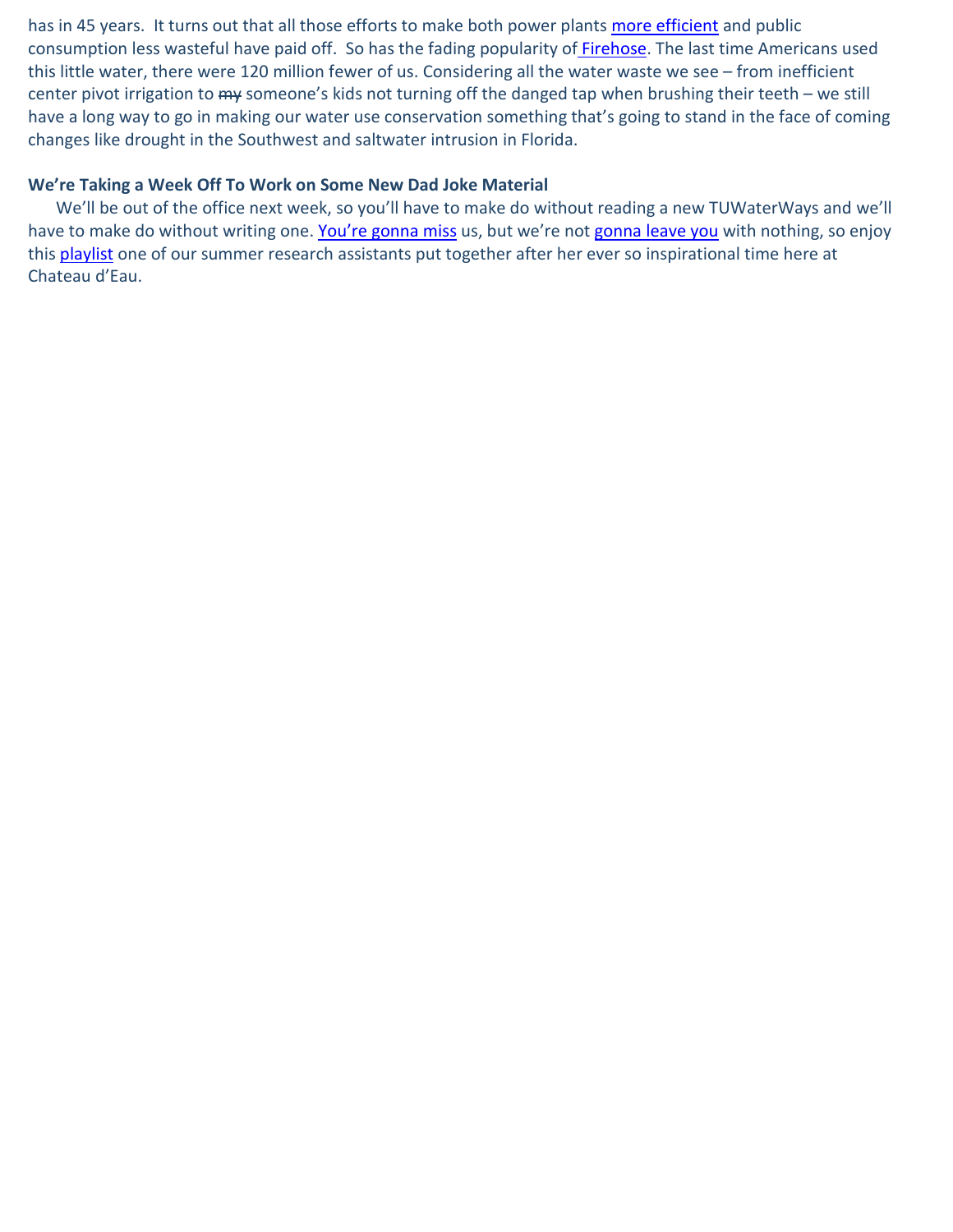has in 45 years. It turns out that all those efforts to make both power plants more efficient and public consumption less wasteful have paid off. So has the fading popularity of Firehose. The last time Americans used this little water, there were 120 million fewer of us. Considering all the water waste we see – from inefficient center pivot irrigation to ~~my~~ someone's kids not turning off the danged tap when brushing their teeth – we still have a long way to go in making our water use conservation something that's going to stand in the face of coming changes like drought in the Southwest and saltwater intrusion in Florida.

**We're Taking a Week Off To Work on Some New Dad Joke Material**

We'll be out of the office next week, so you'll have to make do without reading a new TUWaterWays and we'll have to make do without writing one. You're gonna miss us, but we're not gonna leave you with nothing, so enjoy this playlist one of our summer research assistants put together after her ever so inspirational time here at Chateau d'Eau.